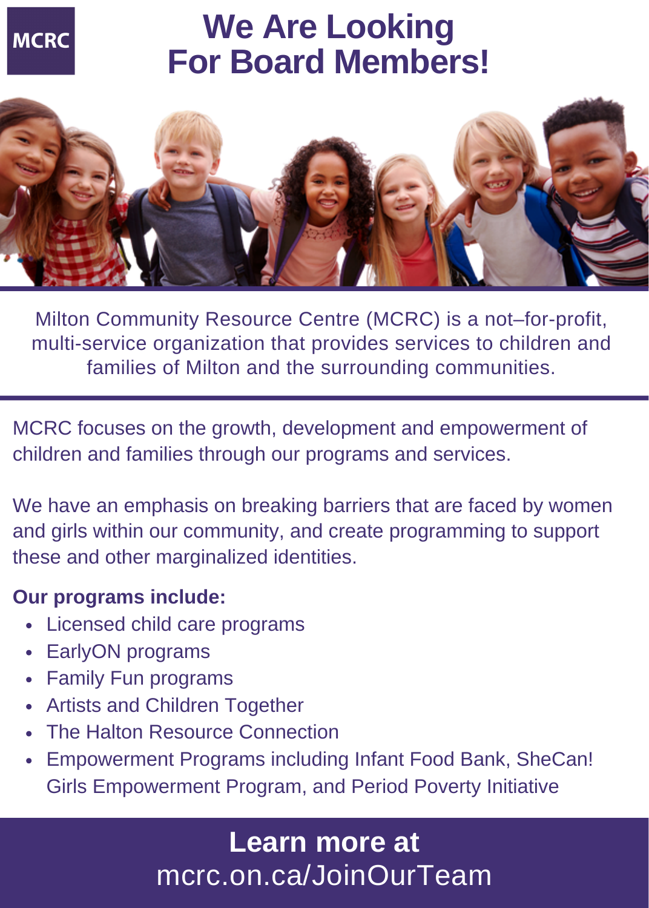MCRC

# We Are Looking For Board Members!

Milton Community Resource Centre (MCRC) is a not–for-profit, multi-service organization that provides services to children and families of Milton and the surrounding communities.

MCRC focuses on the growth, development and empowerment of children and families through our programs and services.

We have an emphasis on breaking barriers that are faced by women and girls within our community, and create programming to support these and other marginalized identities.

**Our programs include:**

- Licensed child care programs
- EarlyON programs
- Family Fun programs
- Artists and Children Together
- The Halton Resource Connection
- Empowerment Programs including Infant Food Bank, SheCan! Girls Empowerment Program, and Period Poverty Initiative

**Learn more at**
mcrc.on.ca/JoinOurTeam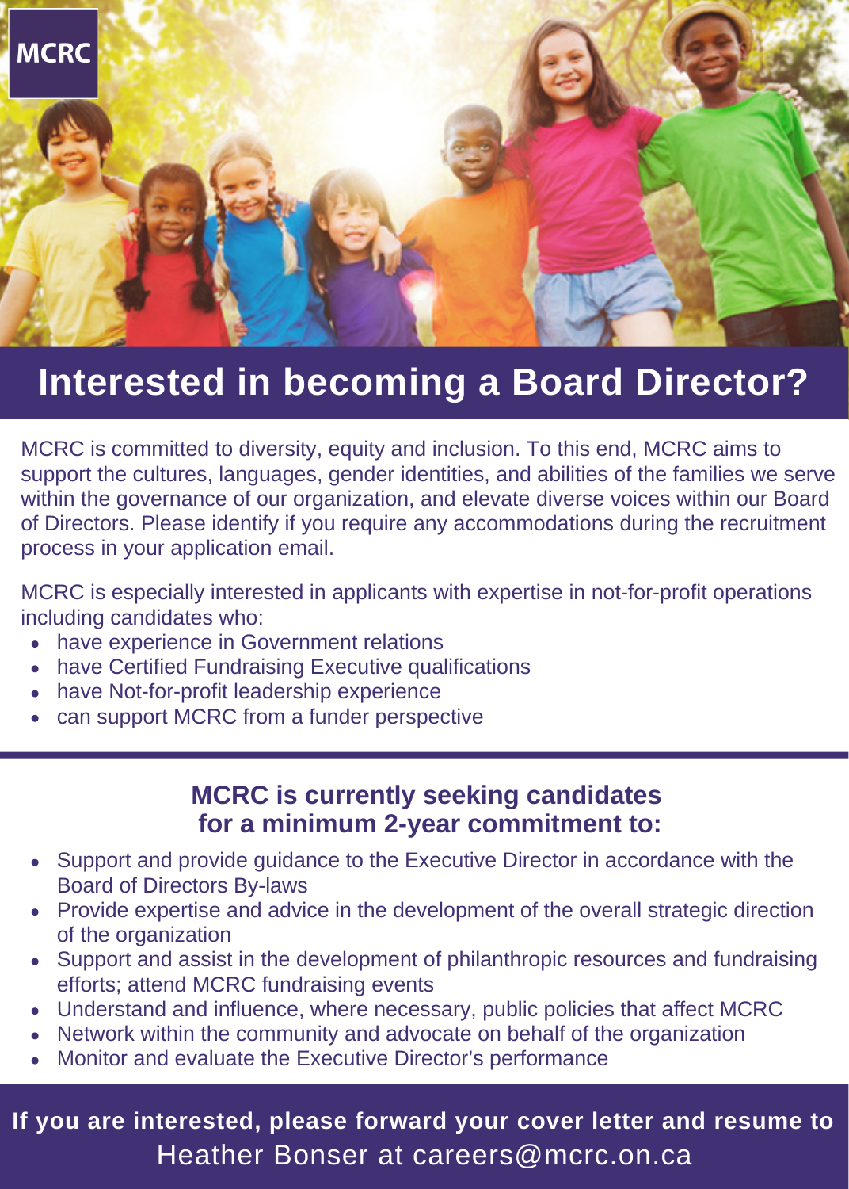MCRC

# Interested in becoming a Board Director?

MCRC is committed to diversity, equity and inclusion. To this end, MCRC aims to support the cultures, languages, gender identities, and abilities of the families we serve within the governance of our organization, and elevate diverse voices within our Board of Directors. Please identify if you require any accommodations during the recruitment process in your application email.

MCRC is especially interested in applicants with expertise in not-for-profit operations including candidates who:

- have experience in Government relations
- have Certified Fundraising Executive qualifications
- have Not-for-profit leadership experience
- can support MCRC from a funder perspective

## MCRC is currently seeking candidates for a minimum 2-year commitment to:

- Support and provide guidance to the Executive Director in accordance with the Board of Directors By-laws
- Provide expertise and advice in the development of the overall strategic direction of the organization
- Support and assist in the development of philanthropic resources and fundraising efforts; attend MCRC fundraising events
- Understand and influence, where necessary, public policies that affect MCRC
- Network within the community and advocate on behalf of the organization
- Monitor and evaluate the Executive Director's performance

**If you are interested, please forward your cover letter and resume to**
Heather Bonser at careers@mcrc.on.ca